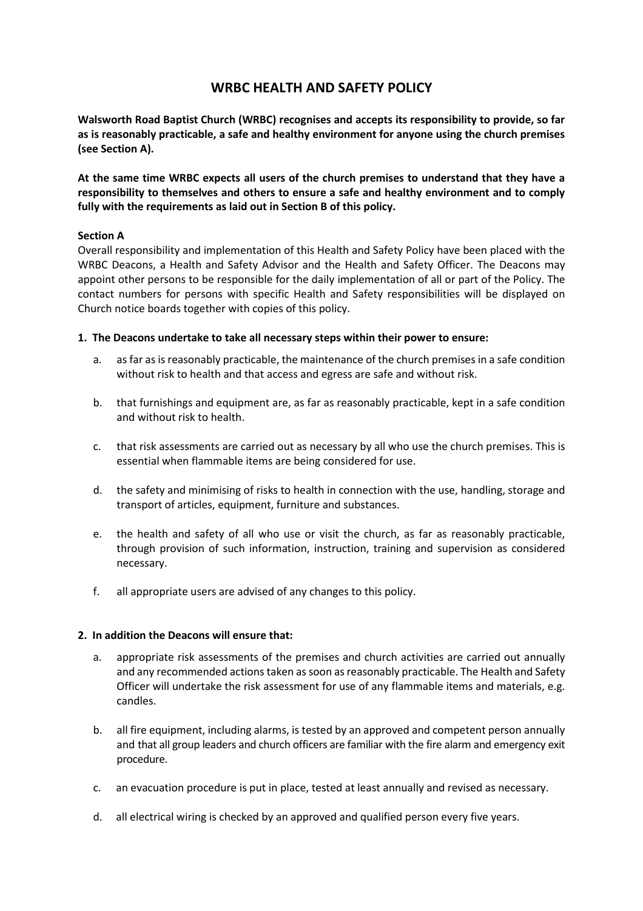# WRBC HEALTH AND SAFETY POLICY

**Walsworth Road Baptist Church (WRBC) recognises and accepts its responsibility to provide, so far as is reasonably practicable, a safe and healthy environment for anyone using the church premises (see Section A).**

**At the same time WRBC expects all users of the church premises to understand that they have a responsibility to themselves and others to ensure a safe and healthy environment and to comply fully with the requirements as laid out in Section B of this policy.**

**Section A**

Overall responsibility and implementation of this Health and Safety Policy have been placed with the WRBC Deacons, a Health and Safety Advisor and the Health and Safety Officer. The Deacons may appoint other persons to be responsible for the daily implementation of all or part of the Policy. The contact numbers for persons with specific Health and Safety responsibilities will be displayed on Church notice boards together with copies of this policy.

**1. The Deacons undertake to take all necessary steps within their power to ensure:**

a. as far as is reasonably practicable, the maintenance of the church premises in a safe condition without risk to health and that access and egress are safe and without risk.

b. that furnishings and equipment are, as far as reasonably practicable, kept in a safe condition and without risk to health.

c. that risk assessments are carried out as necessary by all who use the church premises. This is essential when flammable items are being considered for use.

d. the safety and minimising of risks to health in connection with the use, handling, storage and transport of articles, equipment, furniture and substances.

e. the health and safety of all who use or visit the church, as far as reasonably practicable, through provision of such information, instruction, training and supervision as considered necessary.

f. all appropriate users are advised of any changes to this policy.

**2. In addition the Deacons will ensure that:**

a. appropriate risk assessments of the premises and church activities are carried out annually and any recommended actions taken as soon as reasonably practicable. The Health and Safety Officer will undertake the risk assessment for use of any flammable items and materials, e.g. candles.

b. all fire equipment, including alarms, is tested by an approved and competent person annually and that all group leaders and church officers are familiar with the fire alarm and emergency exit procedure.

c. an evacuation procedure is put in place, tested at least annually and revised as necessary.

d. all electrical wiring is checked by an approved and qualified person every five years.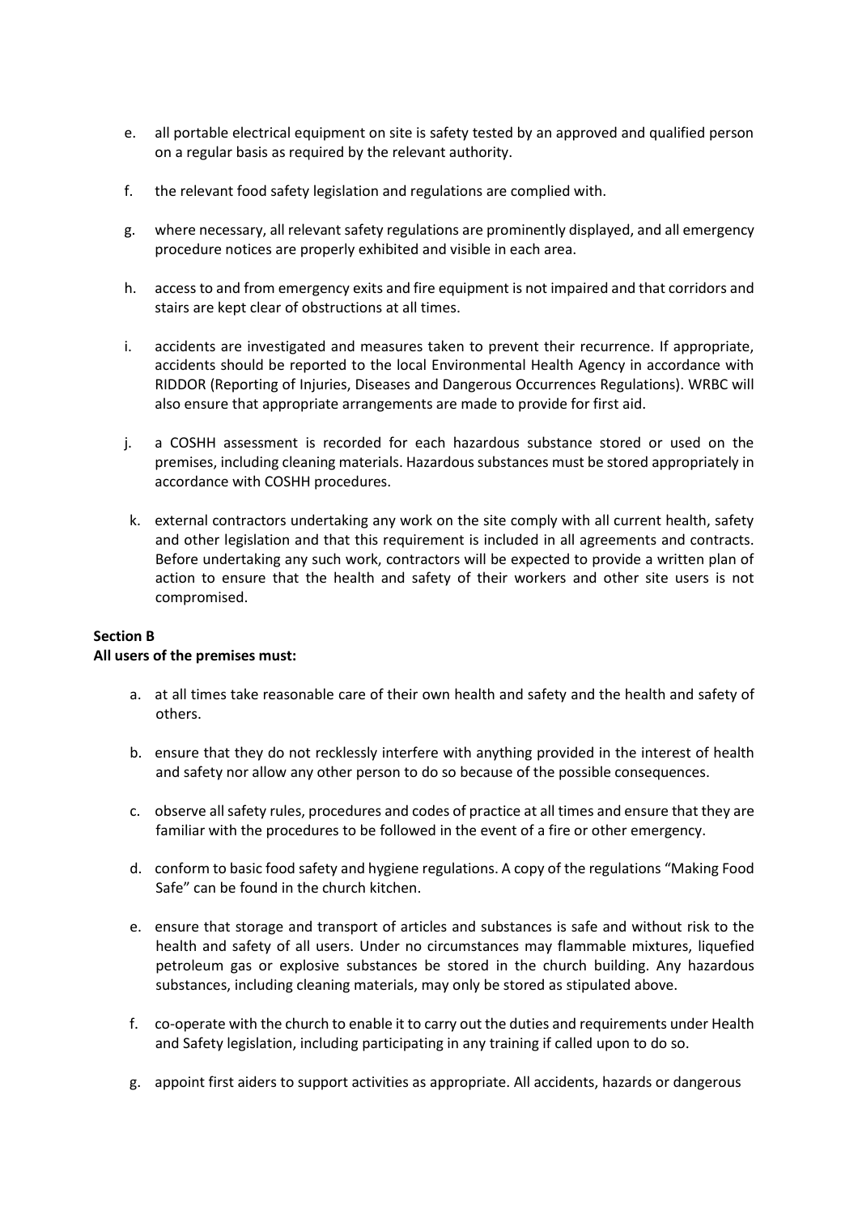e. all portable electrical equipment on site is safety tested by an approved and qualified person on a regular basis as required by the relevant authority.

f. the relevant food safety legislation and regulations are complied with.

g. where necessary, all relevant safety regulations are prominently displayed, and all emergency procedure notices are properly exhibited and visible in each area.

h. access to and from emergency exits and fire equipment is not impaired and that corridors and stairs are kept clear of obstructions at all times.

i. accidents are investigated and measures taken to prevent their recurrence. If appropriate, accidents should be reported to the local Environmental Health Agency in accordance with RIDDOR (Reporting of Injuries, Diseases and Dangerous Occurrences Regulations). WRBC will also ensure that appropriate arrangements are made to provide for first aid.

j. a COSHH assessment is recorded for each hazardous substance stored or used on the premises, including cleaning materials. Hazardous substances must be stored appropriately in accordance with COSHH procedures.

k. external contractors undertaking any work on the site comply with all current health, safety and other legislation and that this requirement is included in all agreements and contracts. Before undertaking any such work, contractors will be expected to provide a written plan of action to ensure that the health and safety of their workers and other site users is not compromised.

**Section B**
**All users of the premises must:**

a. at all times take reasonable care of their own health and safety and the health and safety of others.

b. ensure that they do not recklessly interfere with anything provided in the interest of health and safety nor allow any other person to do so because of the possible consequences.

c. observe all safety rules, procedures and codes of practice at all times and ensure that they are familiar with the procedures to be followed in the event of a fire or other emergency.

d. conform to basic food safety and hygiene regulations. A copy of the regulations "Making Food Safe" can be found in the church kitchen.

e. ensure that storage and transport of articles and substances is safe and without risk to the health and safety of all users. Under no circumstances may flammable mixtures, liquefied petroleum gas or explosive substances be stored in the church building. Any hazardous substances, including cleaning materials, may only be stored as stipulated above.

f. co-operate with the church to enable it to carry out the duties and requirements under Health and Safety legislation, including participating in any training if called upon to do so.

g. appoint first aiders to support activities as appropriate. All accidents, hazards or dangerous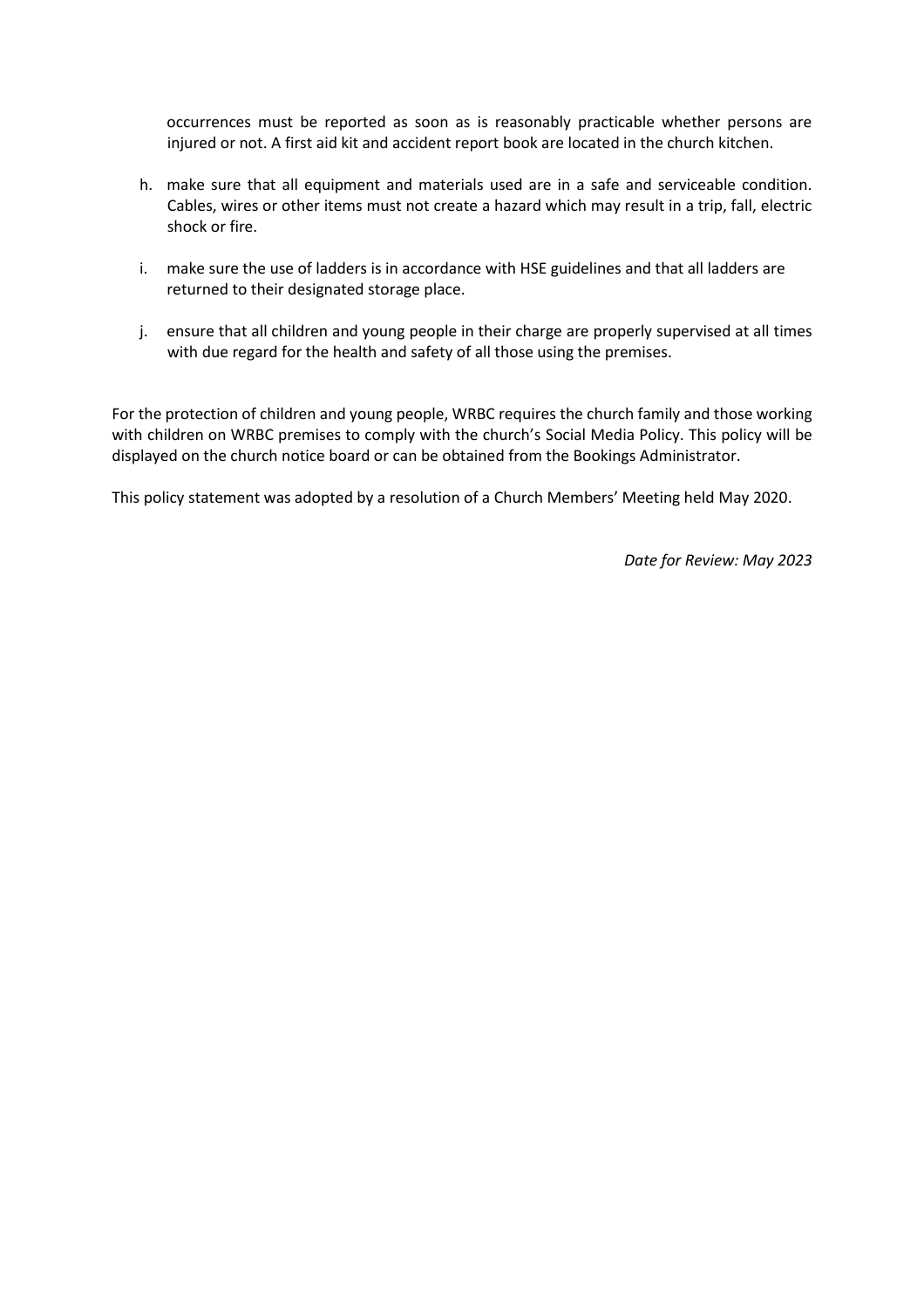occurrences must be reported as soon as is reasonably practicable whether persons are injured or not. A first aid kit and accident report book are located in the church kitchen.

h. make sure that all equipment and materials used are in a safe and serviceable condition. Cables, wires or other items must not create a hazard which may result in a trip, fall, electric shock or fire.

i. make sure the use of ladders is in accordance with HSE guidelines and that all ladders are returned to their designated storage place.

j. ensure that all children and young people in their charge are properly supervised at all times with due regard for the health and safety of all those using the premises.

For the protection of children and young people, WRBC requires the church family and those working with children on WRBC premises to comply with the church's Social Media Policy. This policy will be displayed on the church notice board or can be obtained from the Bookings Administrator.

This policy statement was adopted by a resolution of a Church Members' Meeting held May 2020.

*Date for Review: May 2023*